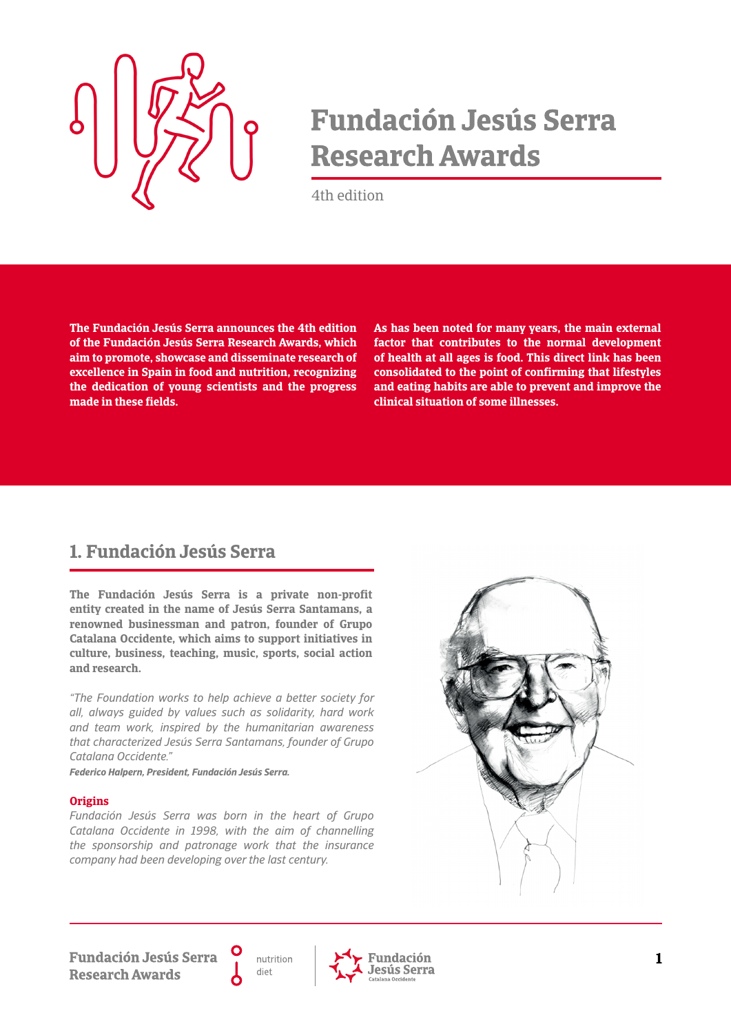# Fundación Jesús Serra Research Awards

4th edition

**The Fundación Jesús Serra announces the 4th edition of the Fundación Jesús Serra Research Awards, which aim to promote, showcase and disseminate research of excellence in Spain in food and nutrition, recognizing the dedication of young scientists and the progress made in these fields.**

**As has been noted for many years, the main external factor that contributes to the normal development of health at all ages is food. This direct link has been consolidated to the point of confirming that lifestyles and eating habits are able to prevent and improve the clinical situation of some illnesses.**

## 1. Fundación Jesús Serra

**The Fundación Jesús Serra is a private non-profit entity created in the name of Jesús Serra Santamans, a renowned businessman and patron, founder of Grupo Catalana Occidente, which aims to support initiatives in culture, business, teaching, music, sports, social action and research.**

*"The Foundation works to help achieve a better society for all, always guided by values such as solidarity, hard work and team work, inspired by the humanitarian awareness that characterized Jesús Serra Santamans, founder of Grupo Catalana Occidente."*

***Federico Halpern, President, Fundación Jesús Serra.***

**Origins**

*Fundación Jesús Serra was born in the heart of Grupo Catalana Occidente in 1998, with the aim of channelling the sponsorship and patronage work that the insurance company had been developing over the last century.*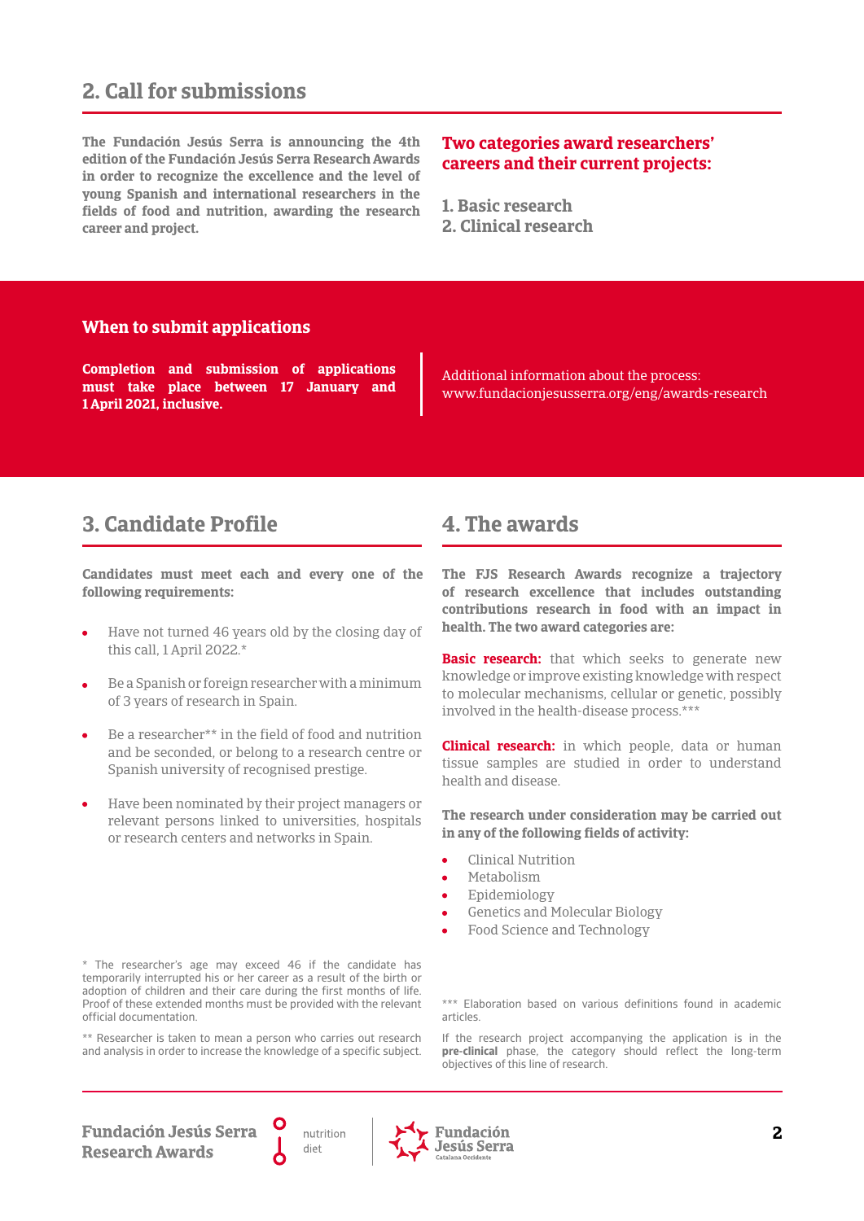## 2. Call for submissions

**The Fundación Jesús Serra is announcing the 4th edition of the Fundación Jesús Serra Research Awards in order to recognize the excellence and the level of young Spanish and international researchers in the fields of food and nutrition, awarding the research career and project.**

**Two categories award researchers' careers and their current projects:**

**1. Basic research**
**2. Clinical research**

### When to submit applications

**Completion and submission of applications must take place between 17 January and 1 April 2021, inclusive.**

Additional information about the process:
www.fundacionjesusserra.org/eng/awards-research

## 3. Candidate Profile

**Candidates must meet each and every one of the following requirements:**

- Have not turned 46 years old by the closing day of this call, 1 April 2022.*
- Be a Spanish or foreign researcher with a minimum of 3 years of research in Spain.
- Be a researcher** in the field of food and nutrition and be seconded, or belong to a research centre or Spanish university of recognised prestige.
- Have been nominated by their project managers or relevant persons linked to universities, hospitals or research centers and networks in Spain.

* The researcher's age may exceed 46 if the candidate has temporarily interrupted his or her career as a result of the birth or adoption of children and their care during the first months of life. Proof of these extended months must be provided with the relevant official documentation.

** Researcher is taken to mean a person who carries out research and analysis in order to increase the knowledge of a specific subject.

## 4. The awards

**The FJS Research Awards recognize a trajectory of research excellence that includes outstanding contributions research in food with an impact in health. The two award categories are:**

**Basic research:** that which seeks to generate new knowledge or improve existing knowledge with respect to molecular mechanisms, cellular or genetic, possibly involved in the health-disease process.***

**Clinical research:** in which people, data or human tissue samples are studied in order to understand health and disease.

**The research under consideration may be carried out in any of the following fields of activity:**

- Clinical Nutrition
- Metabolism
- Epidemiology
- Genetics and Molecular Biology
- Food Science and Technology

*** Elaboration based on various definitions found in academic articles.

If the research project accompanying the application is in the **pre-clinical** phase, the category should reflect the long-term objectives of this line of research.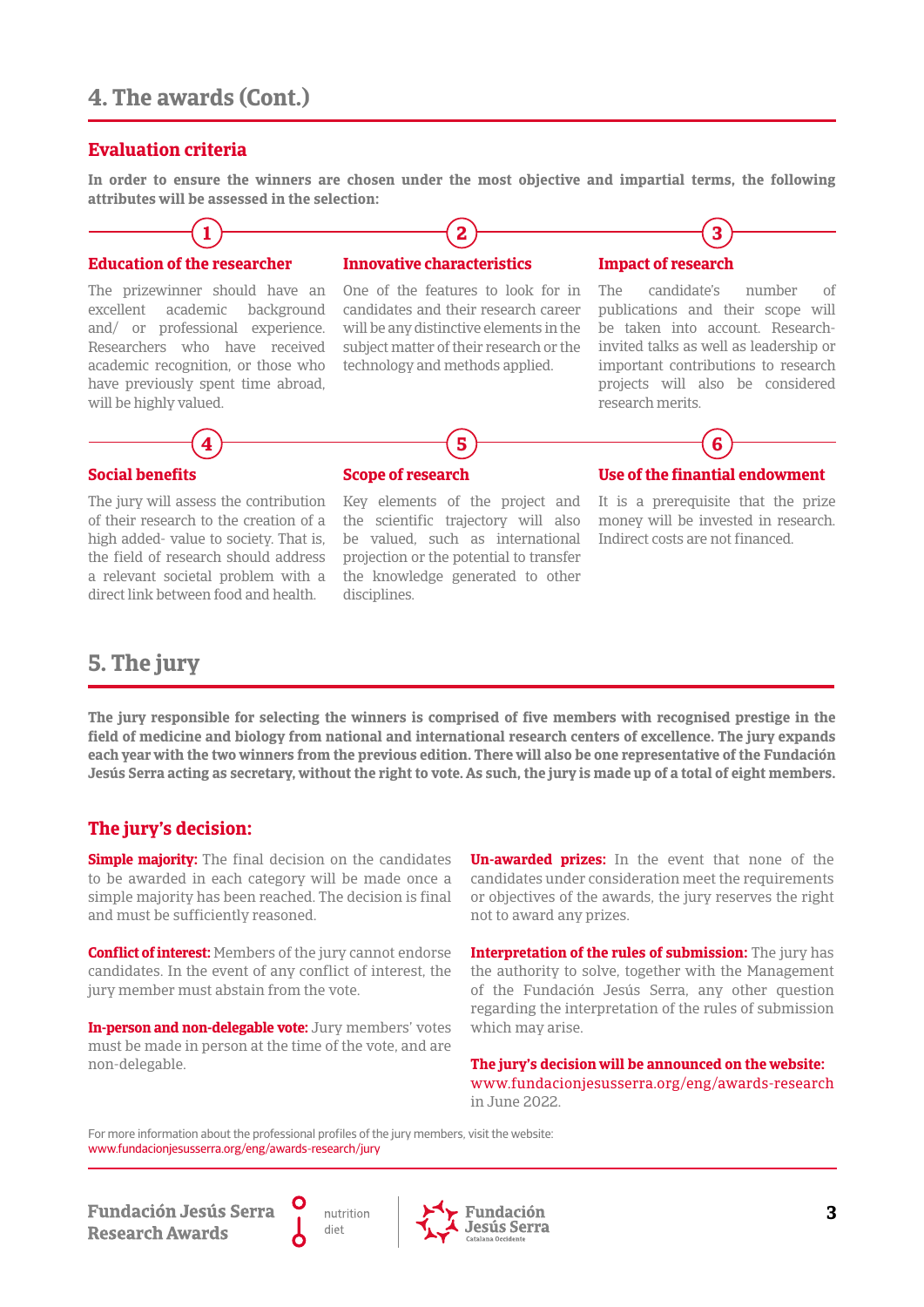## 4. The awards (Cont.)

### Evaluation criteria

**In order to ensure the winners are chosen under the most objective and impartial terms, the following attributes will be assessed in the selection:**

**1**

#### Education of the researcher

The prizewinner should have an excellent academic background and/ or professional experience. Researchers who have received academic recognition, or those who have previously spent time abroad, will be highly valued.

**2**

#### Innovative characteristics

One of the features to look for in candidates and their research career will be any distinctive elements in the subject matter of their research or the technology and methods applied.

**3**

#### Impact of research

The candidate's number of publications and their scope will be taken into account. Research-invited talks as well as leadership or important contributions to research projects will also be considered research merits.

**4**

#### Social benefits

The jury will assess the contribution of their research to the creation of a high added- value to society. That is, the field of research should address a relevant societal problem with a direct link between food and health.

**5**

#### Scope of research

Key elements of the project and the scientific trajectory will also be valued, such as international projection or the potential to transfer the knowledge generated to other disciplines.

**6**

#### Use of the finantial endowment

It is a prerequisite that the prize money will be invested in research. Indirect costs are not financed.

## 5. The jury

**The jury responsible for selecting the winners is comprised of five members with recognised prestige in the field of medicine and biology from national and international research centers of excellence. The jury expands each year with the two winners from the previous edition. There will also be one representative of the Fundación Jesús Serra acting as secretary, without the right to vote. As such, the jury is made up of a total of eight members.**

### The jury's decision:

**Simple majority:** The final decision on the candidates to be awarded in each category will be made once a simple majority has been reached. The decision is final and must be sufficiently reasoned.

**Conflict of interest:** Members of the jury cannot endorse candidates. In the event of any conflict of interest, the jury member must abstain from the vote.

**In-person and non-delegable vote:** Jury members' votes must be made in person at the time of the vote, and are non-delegable.

**Un-awarded prizes:** In the event that none of the candidates under consideration meet the requirements or objectives of the awards, the jury reserves the right not to award any prizes.

**Interpretation of the rules of submission:** The jury has the authority to solve, together with the Management of the Fundación Jesús Serra, any other question regarding the interpretation of the rules of submission which may arise.

**The jury's decision will be announced on the website:** www.fundacionjesusserra.org/eng/awards-research in June 2022.

For more information about the professional profiles of the jury members, visit the website: www.fundacionjesusserra.org/eng/awards-research/jury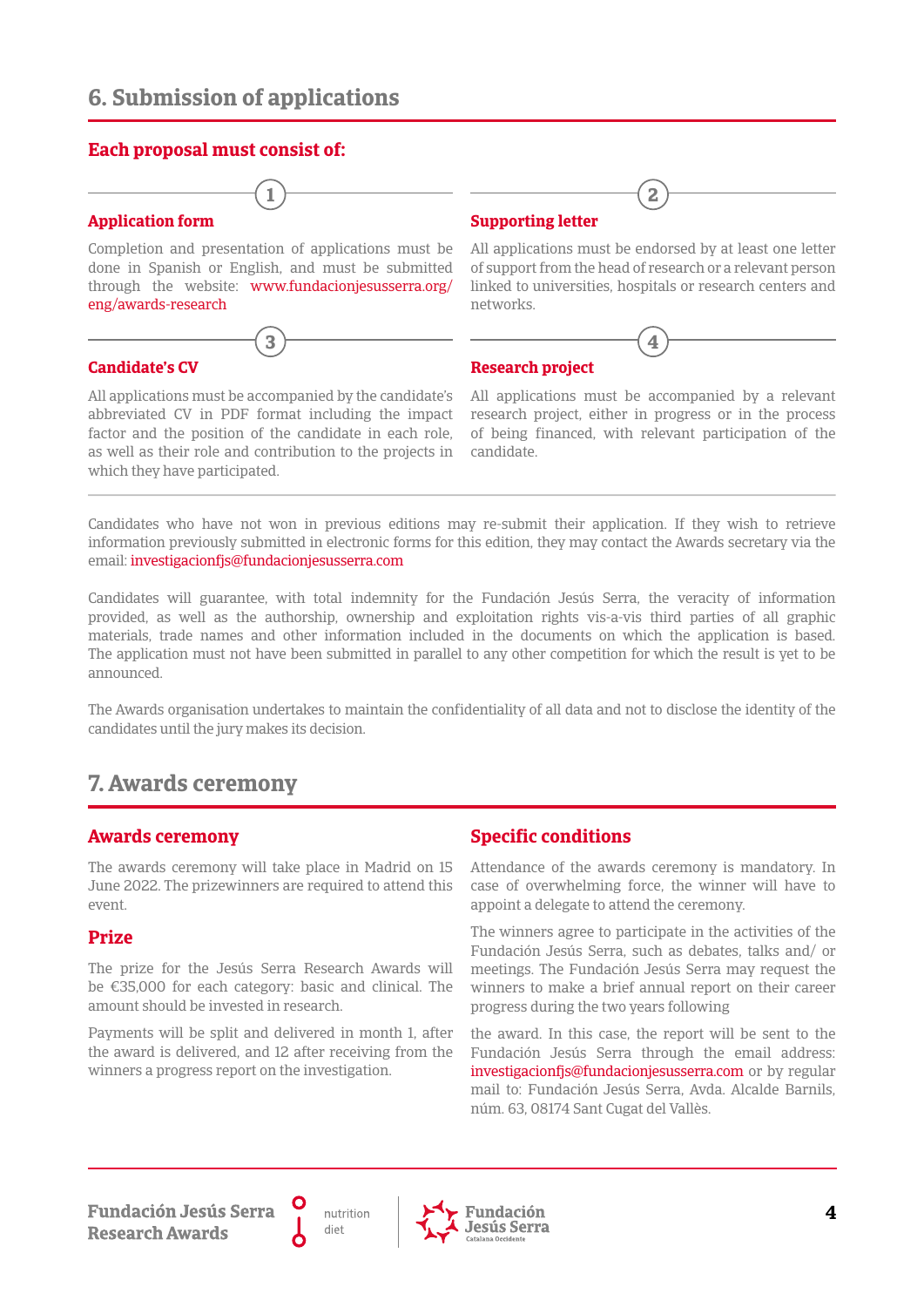## 6. Submission of applications

### Each proposal must consist of:

**1**

#### Application form

Completion and presentation of applications must be done in Spanish or English, and must be submitted through the website: www.fundacionjesusserra.org/eng/awards-research

**2**

#### Supporting letter

All applications must be endorsed by at least one letter of support from the head of research or a relevant person linked to universities, hospitals or research centers and networks.

**3**

#### Candidate's CV

All applications must be accompanied by the candidate's abbreviated CV in PDF format including the impact factor and the position of the candidate in each role, as well as their role and contribution to the projects in which they have participated.

**4**

#### Research project

All applications must be accompanied by a relevant research project, either in progress or in the process of being financed, with relevant participation of the candidate.

Candidates who have not won in previous editions may re-submit their application. If they wish to retrieve information previously submitted in electronic forms for this edition, they may contact the Awards secretary via the email: investigacionfjs@fundacionjesusserra.com

Candidates will guarantee, with total indemnity for the Fundación Jesús Serra, the veracity of information provided, as well as the authorship, ownership and exploitation rights vis-a-vis third parties of all graphic materials, trade names and other information included in the documents on which the application is based. The application must not have been submitted in parallel to any other competition for which the result is yet to be announced.

The Awards organisation undertakes to maintain the confidentiality of all data and not to disclose the identity of the candidates until the jury makes its decision.

## 7. Awards ceremony

### Awards ceremony

The awards ceremony will take place in Madrid on 15 June 2022. The prizewinners are required to attend this event.

### Prize

The prize for the Jesús Serra Research Awards will be €35,000 for each category: basic and clinical. The amount should be invested in research.

Payments will be split and delivered in month 1, after the award is delivered, and 12 after receiving from the winners a progress report on the investigation.

### Specific conditions

Attendance of the awards ceremony is mandatory. In case of overwhelming force, the winner will have to appoint a delegate to attend the ceremony.

The winners agree to participate in the activities of the Fundación Jesús Serra, such as debates, talks and/ or meetings. The Fundación Jesús Serra may request the winners to make a brief annual report on their career progress during the two years following the award. In this case, the report will be sent to the Fundación Jesús Serra through the email address: investigacionfjs@fundacionjesusserra.com or by regular mail to: Fundación Jesús Serra, Avda. Alcalde Barnils, núm. 63, 08174 Sant Cugat del Vallès.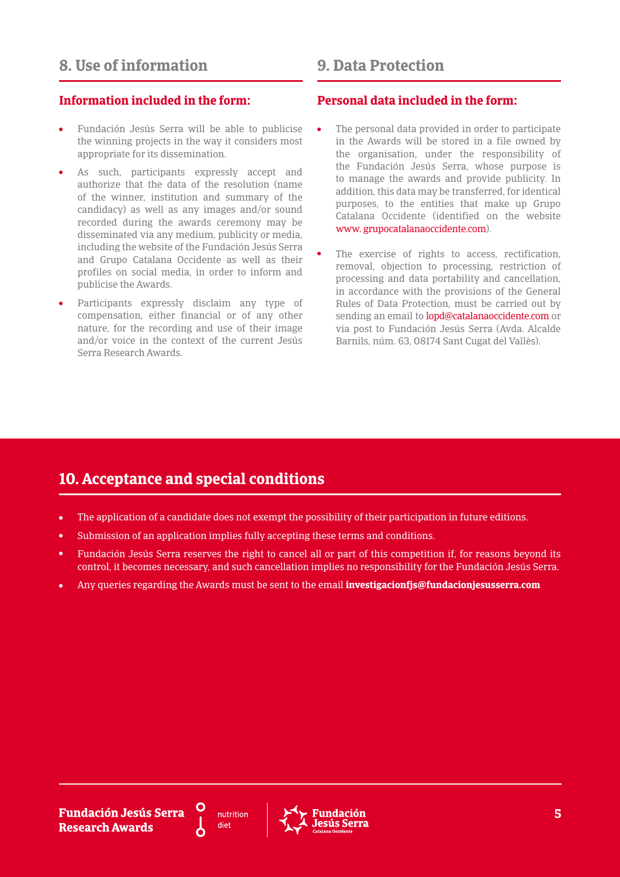## 8. Use of information

### Information included in the form:

- Fundación Jesús Serra will be able to publicise the winning projects in the way it considers most appropriate for its dissemination.
- As such, participants expressly accept and authorize that the data of the resolution (name of the winner, institution and summary of the candidacy) as well as any images and/or sound recorded during the awards ceremony may be disseminated via any medium, publicity or media, including the website of the Fundación Jesús Serra and Grupo Catalana Occidente as well as their profiles on social media, in order to inform and publicise the Awards.
- Participants expressly disclaim any type of compensation, either financial or of any other nature, for the recording and use of their image and/or voice in the context of the current Jesús Serra Research Awards.

## 9. Data Protection

### Personal data included in the form:

- The personal data provided in order to participate in the Awards will be stored in a file owned by the organisation, under the responsibility of the Fundación Jesús Serra, whose purpose is to manage the awards and provide publicity. In addition, this data may be transferred, for identical purposes, to the entities that make up Grupo Catalana Occidente (identified on the website www. grupocatalanaoccidente.com).
- The exercise of rights to access, rectification, removal, objection to processing, restriction of processing and data portability and cancellation, in accordance with the provisions of the General Rules of Data Protection, must be carried out by sending an email to lopd@catalanaoccidente.com or via post to Fundación Jesús Serra (Avda. Alcalde Barnils, núm. 63, 08174 Sant Cugat del Vallès).

## 10. Acceptance and special conditions

- The application of a candidate does not exempt the possibility of their participation in future editions.
- Submission of an application implies fully accepting these terms and conditions.
- Fundación Jesús Serra reserves the right to cancel all or part of this competition if, for reasons beyond its control, it becomes necessary, and such cancellation implies no responsibility for the Fundación Jesús Serra.
- Any queries regarding the Awards must be sent to the email **investigacionfjs@fundacionjesusserra.com**